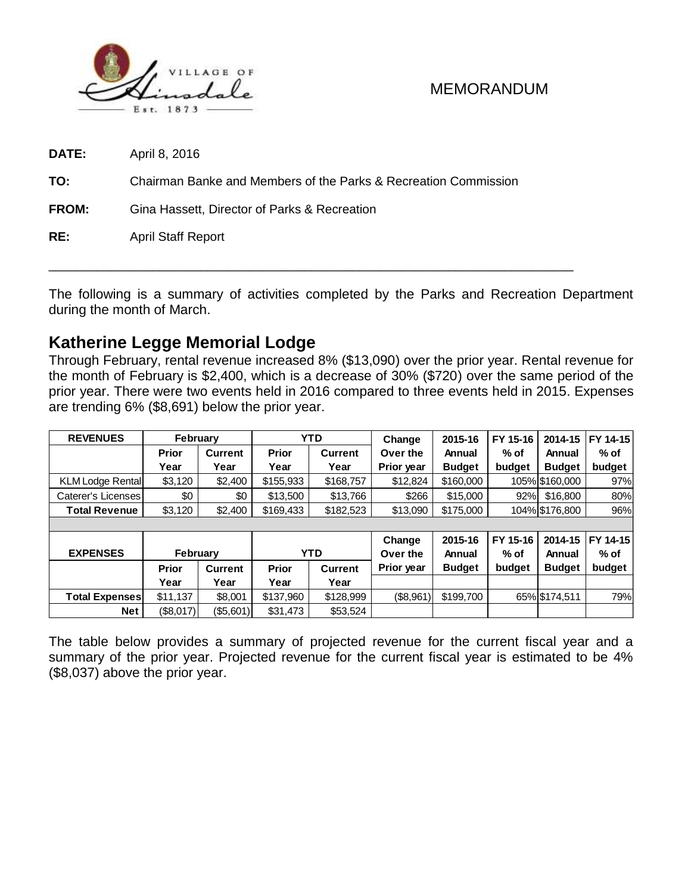VILLAGE OF Hinsdale Est. 1873

MEMORANDUM

**DATE:** April 8, 2016

**TO:** Chairman Banke and Members of the Parks & Recreation Commission

**FROM:** Gina Hassett, Director of Parks & Recreation

**RE:** April Staff Report

---

The following is a summary of activities completed by the Parks and Recreation Department during the month of March.

## Katherine Legge Memorial Lodge

Through February, rental revenue increased 8% ($13,090) over the prior year. Rental revenue for the month of February is $2,400, which is a decrease of 30% ($720) over the same period of the prior year. There were two events held in 2016 compared to three events held in 2015. Expenses are trending 6% ($8,691) below the prior year.

| REVENUES | February | | YTD | | Change | 2015-16 | FY 15-16 | 2014-15 | FY 14-15 |
|---|---|---|---|---|---|---|---|---|---|
| | Prior Year | Current Year | Prior Year | Current Year | Over the Prior year | Annual Budget | % of budget | Annual Budget | % of budget |
| KLM Lodge Rental | $3,120 | $2,400 | $155,933 | $168,757 | $12,824 | $160,000 | 105% | $160,000 | 97% |
| Caterer's Licenses | $0 | $0 | $13,500 | $13,766 | $266 | $15,000 | 92% | $16,800 | 80% |
| **Total Revenue** | $3,120 | $2,400 | $169,433 | $182,523 | $13,090 | $175,000 | 104% | $176,800 | 96% |
| | | | | | | | | | |
| **EXPENSES** | **February** | | **YTD** | | **Change Over the Prior year** | **2015-16 Annual Budget** | **FY 15-16 % of budget** | **2014-15 Annual Budget** | **FY 14-15 % of budget** |
| | Prior Year | Current Year | Prior Year | Current Year | | | | | |
| **Total Expenses** | $11,137 | $8,001 | $137,960 | $128,999 | ($8,961) | $199,700 | 65% | $174,511 | 79% |
| **Net** | ($8,017) | ($5,601) | $31,473 | $53,524 | | | | | |

The table below provides a summary of projected revenue for the current fiscal year and a summary of the prior year. Projected revenue for the current fiscal year is estimated to be 4% ($8,037) above the prior year.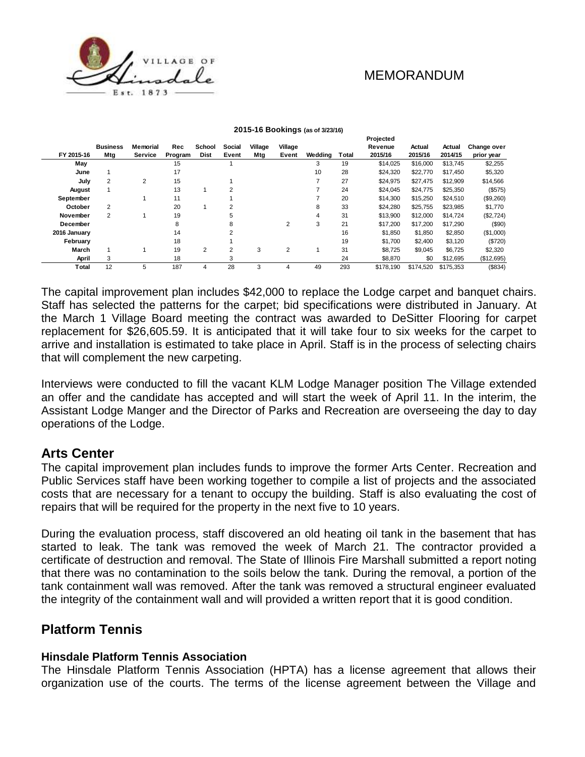MEMORANDUM

**2015-16 Bookings (as of 3/23/16)**

| FY 2015-16 | Business Mtg | Memorial Service | Rec Program | School Dist | Social Event | Village Mtg | Village Event | Wedding | Total | Projected Revenue 2015/16 | Actual 2015/16 | Actual 2014/15 | Change over prior year |
|---|---|---|---|---|---|---|---|---|---|---|---|---|---|
| May | | | 15 | | 1 | | | 3 | 19 | $14,025 | $16,000 | $13,745 | $2,255 |
| June | 1 | | 17 | | | | | 10 | 28 | $24,320 | $22,770 | $17,450 | $5,320 |
| July | 2 | 2 | 15 | | 1 | | | 7 | 27 | $24,975 | $27,475 | $12,909 | $14,566 |
| August | 1 | | 13 | 1 | 2 | | | 7 | 24 | $24,045 | $24,775 | $25,350 | ($575) |
| September | | 1 | 11 | | 1 | | | 7 | 20 | $14,300 | $15,250 | $24,510 | ($9,260) |
| October | 2 | | 20 | 1 | 2 | | | 8 | 33 | $24,280 | $25,755 | $23,985 | $1,770 |
| November | 2 | 1 | 19 | | 5 | | | 4 | 31 | $13,900 | $12,000 | $14,724 | ($2,724) |
| December | | | 8 | | 8 | | 2 | 3 | 21 | $17,200 | $17,200 | $17,290 | ($90) |
| 2016 January | | | 14 | | 2 | | | | 16 | $1,850 | $1,850 | $2,850 | ($1,000) |
| February | | | 18 | | 1 | | | | 19 | $1,700 | $2,400 | $3,120 | ($720) |
| March | 1 | 1 | 19 | 2 | 2 | 3 | 2 | 1 | 31 | $8,725 | $9,045 | $6,725 | $2,320 |
| April | 3 | | 18 | | 3 | | | | 24 | $8,870 | $0 | $12,695 | ($12,695) |
| Total | 12 | 5 | 187 | 4 | 28 | 3 | 4 | 49 | 293 | $178,190 | $174,520 | $175,353 | ($834) |

The capital improvement plan includes $42,000 to replace the Lodge carpet and banquet chairs. Staff has selected the patterns for the carpet; bid specifications were distributed in January. At the March 1 Village Board meeting the contract was awarded to DeSitter Flooring for carpet replacement for $26,605.59. It is anticipated that it will take four to six weeks for the carpet to arrive and installation is estimated to take place in April. Staff is in the process of selecting chairs that will complement the new carpeting.

Interviews were conducted to fill the vacant KLM Lodge Manager position The Village extended an offer and the candidate has accepted and will start the week of April 11. In the interim, the Assistant Lodge Manger and the Director of Parks and Recreation are overseeing the day to day operations of the Lodge.

## Arts Center

The capital improvement plan includes funds to improve the former Arts Center. Recreation and Public Services staff have been working together to compile a list of projects and the associated costs that are necessary for a tenant to occupy the building. Staff is also evaluating the cost of repairs that will be required for the property in the next five to 10 years.

During the evaluation process, staff discovered an old heating oil tank in the basement that has started to leak. The tank was removed the week of March 21. The contractor provided a certificate of destruction and removal. The State of Illinois Fire Marshall submitted a report noting that there was no contamination to the soils below the tank. During the removal, a portion of the tank containment wall was removed. After the tank was removed a structural engineer evaluated the integrity of the containment wall and will provided a written report that it is good condition.

## Platform Tennis

### Hinsdale Platform Tennis Association

The Hinsdale Platform Tennis Association (HPTA) has a license agreement that allows their organization use of the courts. The terms of the license agreement between the Village and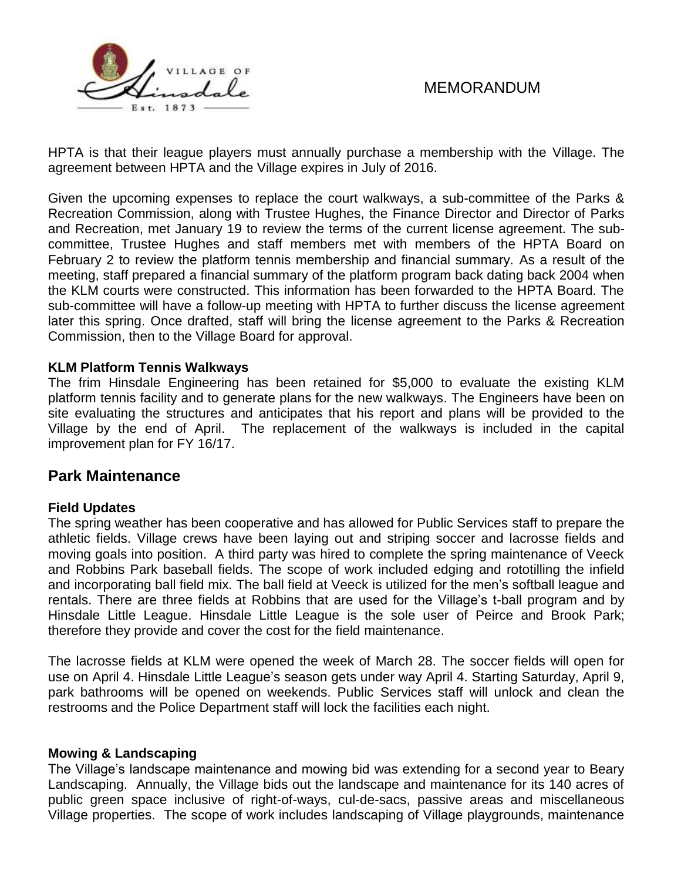HPTA is that their league players must annually purchase a membership with the Village. The agreement between HPTA and the Village expires in July of 2016.

Given the upcoming expenses to replace the court walkways, a sub-committee of the Parks & Recreation Commission, along with Trustee Hughes, the Finance Director and Director of Parks and Recreation, met January 19 to review the terms of the current license agreement. The sub-committee, Trustee Hughes and staff members met with members of the HPTA Board on February 2 to review the platform tennis membership and financial summary. As a result of the meeting, staff prepared a financial summary of the platform program back dating back 2004 when the KLM courts were constructed. This information has been forwarded to the HPTA Board. The sub-committee will have a follow-up meeting with HPTA to further discuss the license agreement later this spring. Once drafted, staff will bring the license agreement to the Parks & Recreation Commission, then to the Village Board for approval.

**KLM Platform Tennis Walkways**

The frim Hinsdale Engineering has been retained for $5,000 to evaluate the existing KLM platform tennis facility and to generate plans for the new walkways. The Engineers have been on site evaluating the structures and anticipates that his report and plans will be provided to the Village by the end of April. The replacement of the walkways is included in the capital improvement plan for FY 16/17.

## Park Maintenance

**Field Updates**

The spring weather has been cooperative and has allowed for Public Services staff to prepare the athletic fields. Village crews have been laying out and striping soccer and lacrosse fields and moving goals into position. A third party was hired to complete the spring maintenance of Veeck and Robbins Park baseball fields. The scope of work included edging and rototilling the infield and incorporating ball field mix. The ball field at Veeck is utilized for the men's softball league and rentals. There are three fields at Robbins that are used for the Village's t-ball program and by Hinsdale Little League. Hinsdale Little League is the sole user of Peirce and Brook Park; therefore they provide and cover the cost for the field maintenance.

The lacrosse fields at KLM were opened the week of March 28. The soccer fields will open for use on April 4. Hinsdale Little League's season gets under way April 4. Starting Saturday, April 9, park bathrooms will be opened on weekends. Public Services staff will unlock and clean the restrooms and the Police Department staff will lock the facilities each night.

**Mowing & Landscaping**

The Village's landscape maintenance and mowing bid was extending for a second year to Beary Landscaping. Annually, the Village bids out the landscape and maintenance for its 140 acres of public green space inclusive of right-of-ways, cul-de-sacs, passive areas and miscellaneous Village properties. The scope of work includes landscaping of Village playgrounds, maintenance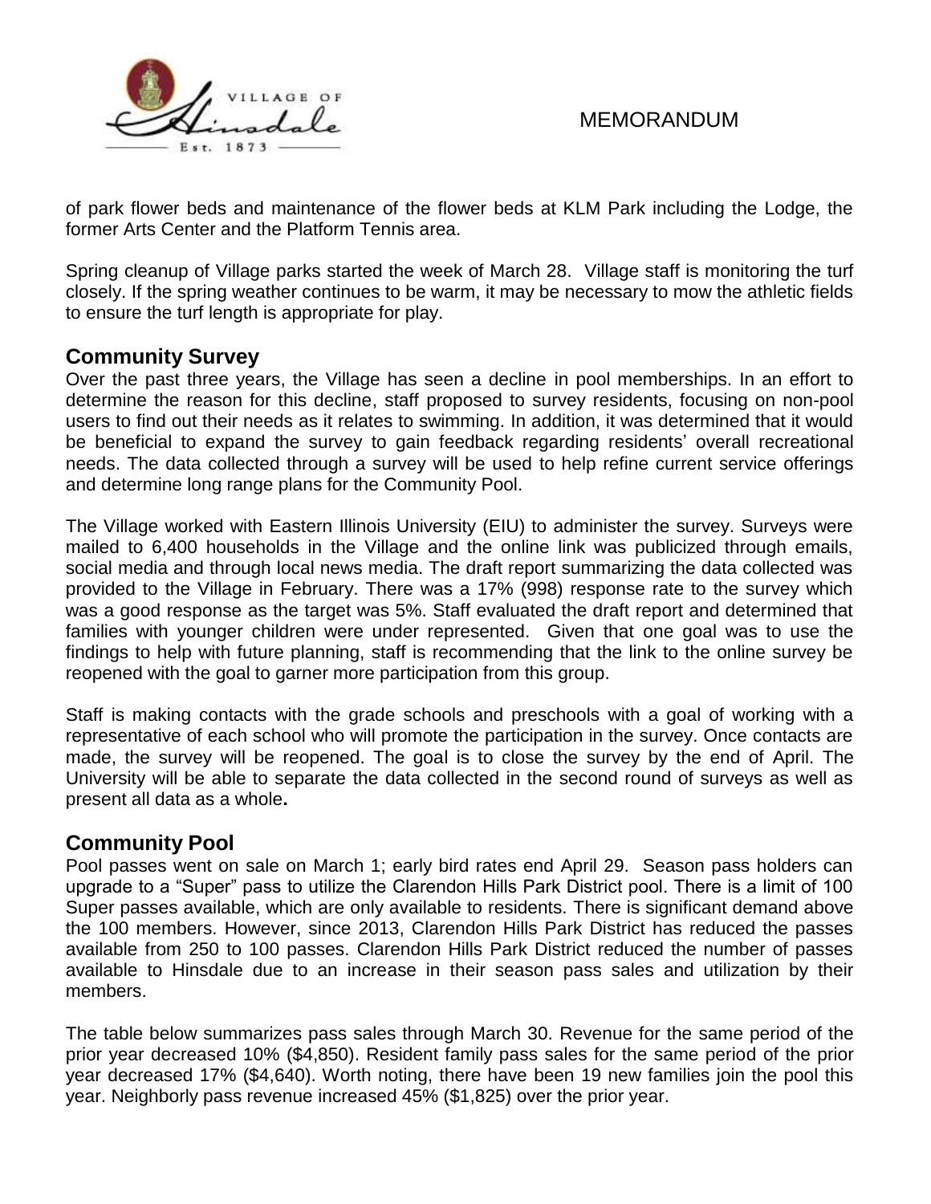of park flower beds and maintenance of the flower beds at KLM Park including the Lodge, the former Arts Center and the Platform Tennis area.

Spring cleanup of Village parks started the week of March 28. Village staff is monitoring the turf closely. If the spring weather continues to be warm, it may be necessary to mow the athletic fields to ensure the turf length is appropriate for play.

## Community Survey

Over the past three years, the Village has seen a decline in pool memberships. In an effort to determine the reason for this decline, staff proposed to survey residents, focusing on non-pool users to find out their needs as it relates to swimming. In addition, it was determined that it would be beneficial to expand the survey to gain feedback regarding residents' overall recreational needs. The data collected through a survey will be used to help refine current service offerings and determine long range plans for the Community Pool.

The Village worked with Eastern Illinois University (EIU) to administer the survey. Surveys were mailed to 6,400 households in the Village and the online link was publicized through emails, social media and through local news media. The draft report summarizing the data collected was provided to the Village in February. There was a 17% (998) response rate to the survey which was a good response as the target was 5%. Staff evaluated the draft report and determined that families with younger children were under represented. Given that one goal was to use the findings to help with future planning, staff is recommending that the link to the online survey be reopened with the goal to garner more participation from this group.

Staff is making contacts with the grade schools and preschools with a goal of working with a representative of each school who will promote the participation in the survey. Once contacts are made, the survey will be reopened. The goal is to close the survey by the end of April. The University will be able to separate the data collected in the second round of surveys as well as present all data as a whole**.**

## Community Pool

Pool passes went on sale on March 1; early bird rates end April 29. Season pass holders can upgrade to a "Super" pass to utilize the Clarendon Hills Park District pool. There is a limit of 100 Super passes available, which are only available to residents. There is significant demand above the 100 members. However, since 2013, Clarendon Hills Park District has reduced the passes available from 250 to 100 passes. Clarendon Hills Park District reduced the number of passes available to Hinsdale due to an increase in their season pass sales and utilization by their members.

The table below summarizes pass sales through March 30. Revenue for the same period of the prior year decreased 10% ($4,850). Resident family pass sales for the same period of the prior year decreased 17% ($4,640). Worth noting, there have been 19 new families join the pool this year. Neighborly pass revenue increased 45% ($1,825) over the prior year.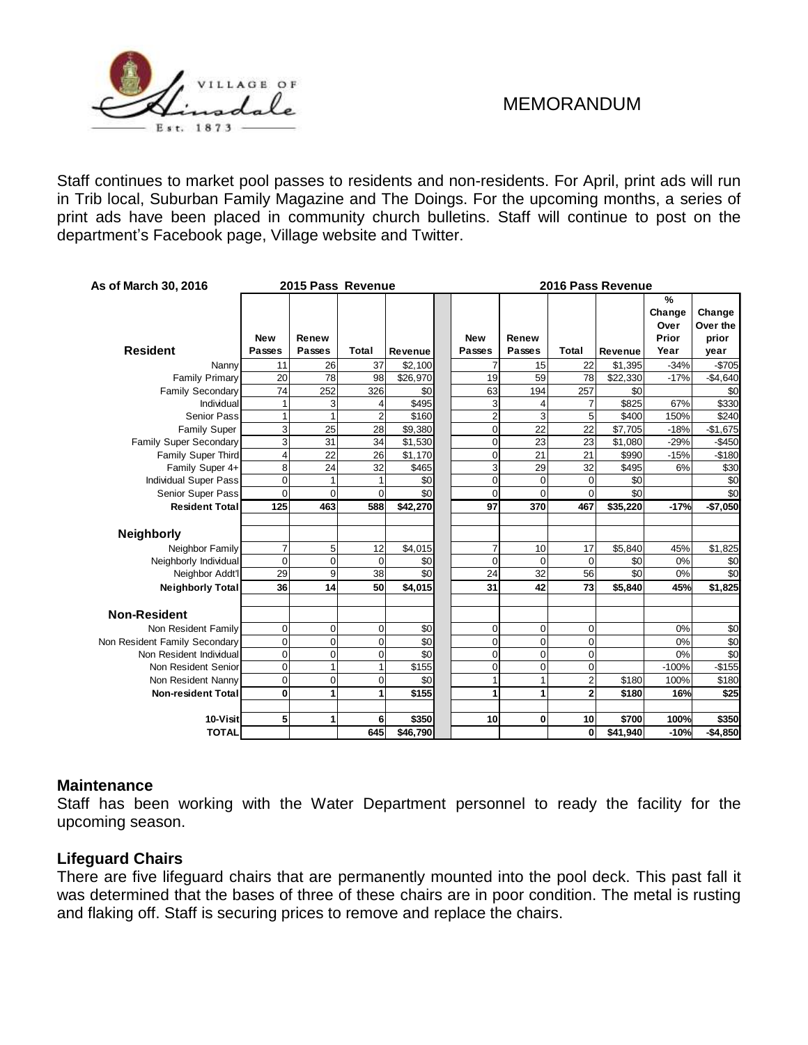MEMORANDUM

Staff continues to market pool passes to residents and non-residents. For April, print ads will run in Trib local, Suburban Family Magazine and The Doings. For the upcoming months, a series of print ads have been placed in community church bulletins. Staff will continue to post on the department's Facebook page, Village website and Twitter.

| As of March 30, 2016 | 2015 Pass Revenue | | | | 2016 Pass Revenue | | | | | |
|---|---|---|---|---|---|---|---|---|---|---|
| **Resident** | New Passes | Renew Passes | Total | Revenue | New Passes | Renew Passes | Total | Revenue | % Change Over Prior Year | Change Over the prior year |
| Nanny | 11 | 26 | 37 | $2,100 | 7 | 15 | 22 | $1,395 | -34% | -$705 |
| Family Primary | 20 | 78 | 98 | $26,970 | 19 | 59 | 78 | $22,330 | -17% | -$4,640 |
| Family Secondary | 74 | 252 | 326 | $0 | 63 | 194 | 257 | $0 | | $0 |
| Individual | 1 | 3 | 4 | $495 | 3 | 4 | 7 | $825 | 67% | $330 |
| Senior Pass | 1 | 1 | 2 | $160 | 2 | 3 | 5 | $400 | 150% | $240 |
| Family Super | 3 | 25 | 28 | $9,380 | 0 | 22 | 22 | $7,705 | -18% | -$1,675 |
| Family Super Secondary | 3 | 31 | 34 | $1,530 | 0 | 23 | 23 | $1,080 | -29% | -$450 |
| Family Super Third | 4 | 22 | 26 | $1,170 | 0 | 21 | 21 | $990 | -15% | -$180 |
| Family Super 4+ | 8 | 24 | 32 | $465 | 3 | 29 | 32 | $495 | 6% | $30 |
| Individual Super Pass | 0 | 1 | 1 | $0 | 0 | 0 | 0 | $0 | | $0 |
| Senior Super Pass | 0 | 0 | 0 | $0 | 0 | 0 | 0 | $0 | | $0 |
| **Resident Total** | **125** | **463** | **588** | **$42,270** | **97** | **370** | **467** | **$35,220** | **-17%** | **-$7,050** |
| **Neighborly** | | | | | | | | | | |
| Neighbor Family | 7 | 5 | 12 | $4,015 | 7 | 10 | 17 | $5,840 | 45% | $1,825 |
| Neighborly Individual | 0 | 0 | 0 | $0 | 0 | 0 | 0 | $0 | 0% | $0 |
| Neighbor Addt'l | 29 | 9 | 38 | $0 | 24 | 32 | 56 | $0 | 0% | $0 |
| **Neighborly Total** | **36** | **14** | **50** | **$4,015** | **31** | **42** | **73** | **$5,840** | **45%** | **$1,825** |
| **Non-Resident** | | | | | | | | | | |
| Non Resident Family | 0 | 0 | 0 | $0 | 0 | 0 | 0 | | 0% | $0 |
| Non Resident Family Secondary | 0 | 0 | 0 | $0 | 0 | 0 | 0 | | 0% | $0 |
| Non Resident Individual | 0 | 0 | 0 | $0 | 0 | 0 | 0 | | 0% | $0 |
| Non Resident Senior | 0 | 1 | 1 | $155 | 0 | 0 | 0 | | -100% | -$155 |
| Non Resident Nanny | 0 | 0 | 0 | $0 | 1 | 1 | 2 | $180 | 100% | $180 |
| **Non-resident Total** | **0** | **1** | **1** | **$155** | **1** | **1** | **2** | **$180** | **16%** | **$25** |
| **10-Visit** | **5** | **1** | **6** | **$350** | **10** | **0** | **10** | **$700** | **100%** | **$350** |
| **TOTAL** | | | **645** | **$46,790** | | | **0** | **$41,940** | **-10%** | **-$4,850** |

## Maintenance

Staff has been working with the Water Department personnel to ready the facility for the upcoming season.

## Lifeguard Chairs

There are five lifeguard chairs that are permanently mounted into the pool deck. This past fall it was determined that the bases of three of these chairs are in poor condition. The metal is rusting and flaking off. Staff is securing prices to remove and replace the chairs.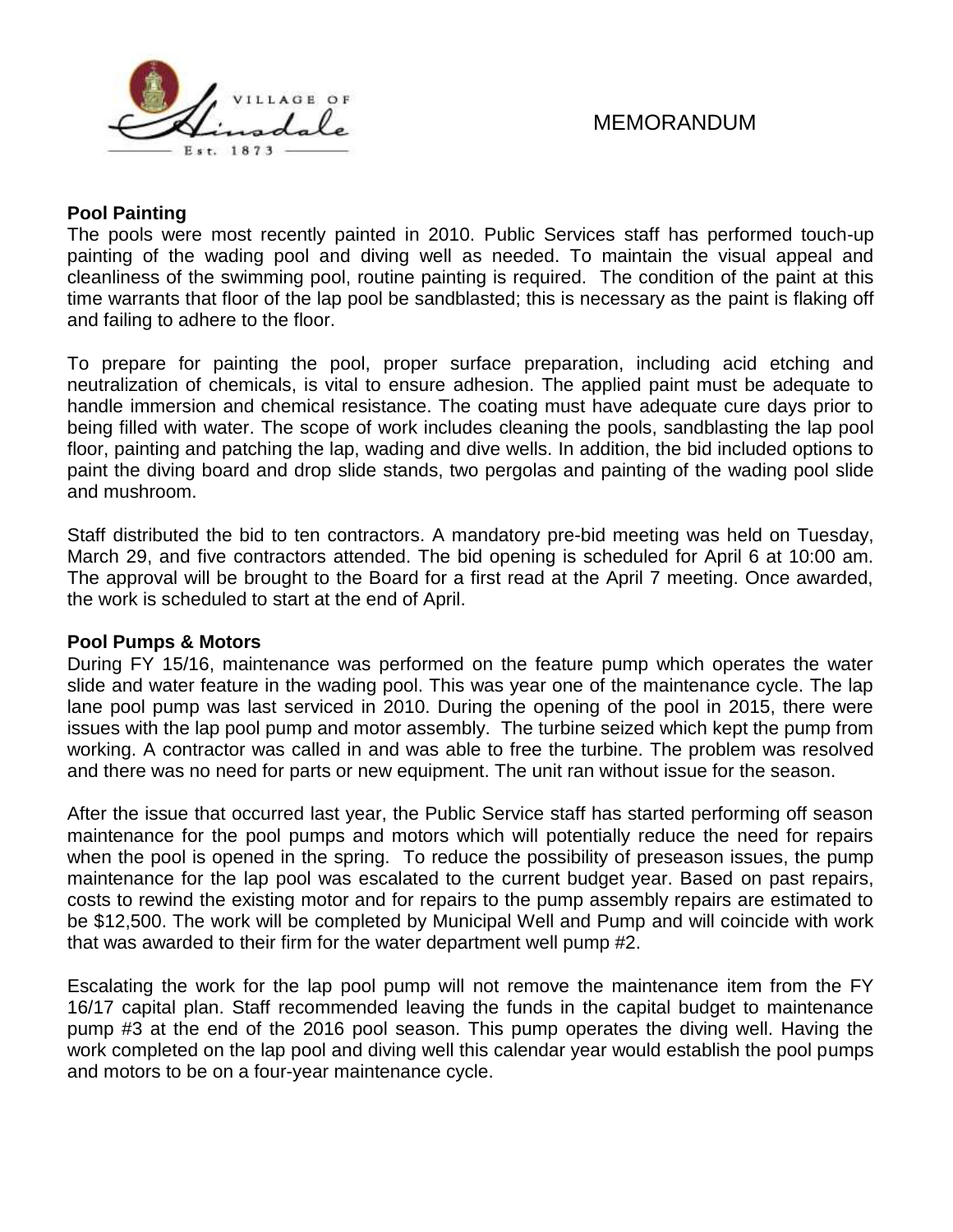MEMORANDUM

**Pool Painting**

The pools were most recently painted in 2010. Public Services staff has performed touch-up painting of the wading pool and diving well as needed. To maintain the visual appeal and cleanliness of the swimming pool, routine painting is required. The condition of the paint at this time warrants that floor of the lap pool be sandblasted; this is necessary as the paint is flaking off and failing to adhere to the floor.

To prepare for painting the pool, proper surface preparation, including acid etching and neutralization of chemicals, is vital to ensure adhesion. The applied paint must be adequate to handle immersion and chemical resistance. The coating must have adequate cure days prior to being filled with water. The scope of work includes cleaning the pools, sandblasting the lap pool floor, painting and patching the lap, wading and dive wells. In addition, the bid included options to paint the diving board and drop slide stands, two pergolas and painting of the wading pool slide and mushroom.

Staff distributed the bid to ten contractors. A mandatory pre-bid meeting was held on Tuesday, March 29, and five contractors attended. The bid opening is scheduled for April 6 at 10:00 am. The approval will be brought to the Board for a first read at the April 7 meeting. Once awarded, the work is scheduled to start at the end of April.

**Pool Pumps & Motors**

During FY 15/16, maintenance was performed on the feature pump which operates the water slide and water feature in the wading pool. This was year one of the maintenance cycle. The lap lane pool pump was last serviced in 2010. During the opening of the pool in 2015, there were issues with the lap pool pump and motor assembly. The turbine seized which kept the pump from working. A contractor was called in and was able to free the turbine. The problem was resolved and there was no need for parts or new equipment. The unit ran without issue for the season.

After the issue that occurred last year, the Public Service staff has started performing off season maintenance for the pool pumps and motors which will potentially reduce the need for repairs when the pool is opened in the spring. To reduce the possibility of preseason issues, the pump maintenance for the lap pool was escalated to the current budget year. Based on past repairs, costs to rewind the existing motor and for repairs to the pump assembly repairs are estimated to be $12,500. The work will be completed by Municipal Well and Pump and will coincide with work that was awarded to their firm for the water department well pump #2.

Escalating the work for the lap pool pump will not remove the maintenance item from the FY 16/17 capital plan. Staff recommended leaving the funds in the capital budget to maintenance pump #3 at the end of the 2016 pool season. This pump operates the diving well. Having the work completed on the lap pool and diving well this calendar year would establish the pool pumps and motors to be on a four-year maintenance cycle.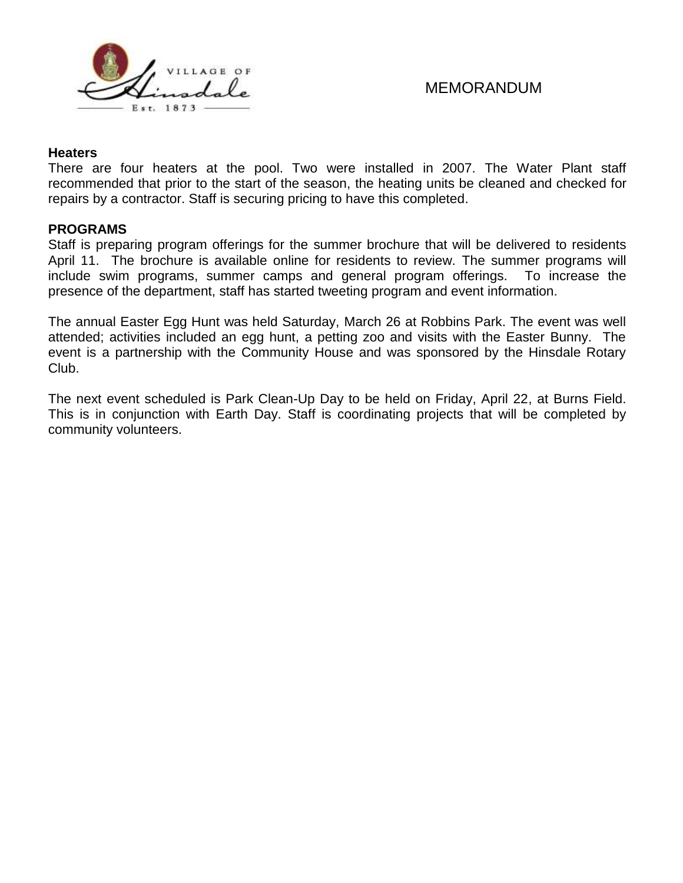MEMORANDUM

**Heaters**

There are four heaters at the pool. Two were installed in 2007. The Water Plant staff recommended that prior to the start of the season, the heating units be cleaned and checked for repairs by a contractor. Staff is securing pricing to have this completed.

**PROGRAMS**

Staff is preparing program offerings for the summer brochure that will be delivered to residents April 11. The brochure is available online for residents to review. The summer programs will include swim programs, summer camps and general program offerings. To increase the presence of the department, staff has started tweeting program and event information.

The annual Easter Egg Hunt was held Saturday, March 26 at Robbins Park. The event was well attended; activities included an egg hunt, a petting zoo and visits with the Easter Bunny. The event is a partnership with the Community House and was sponsored by the Hinsdale Rotary Club.

The next event scheduled is Park Clean-Up Day to be held on Friday, April 22, at Burns Field. This is in conjunction with Earth Day. Staff is coordinating projects that will be completed by community volunteers.